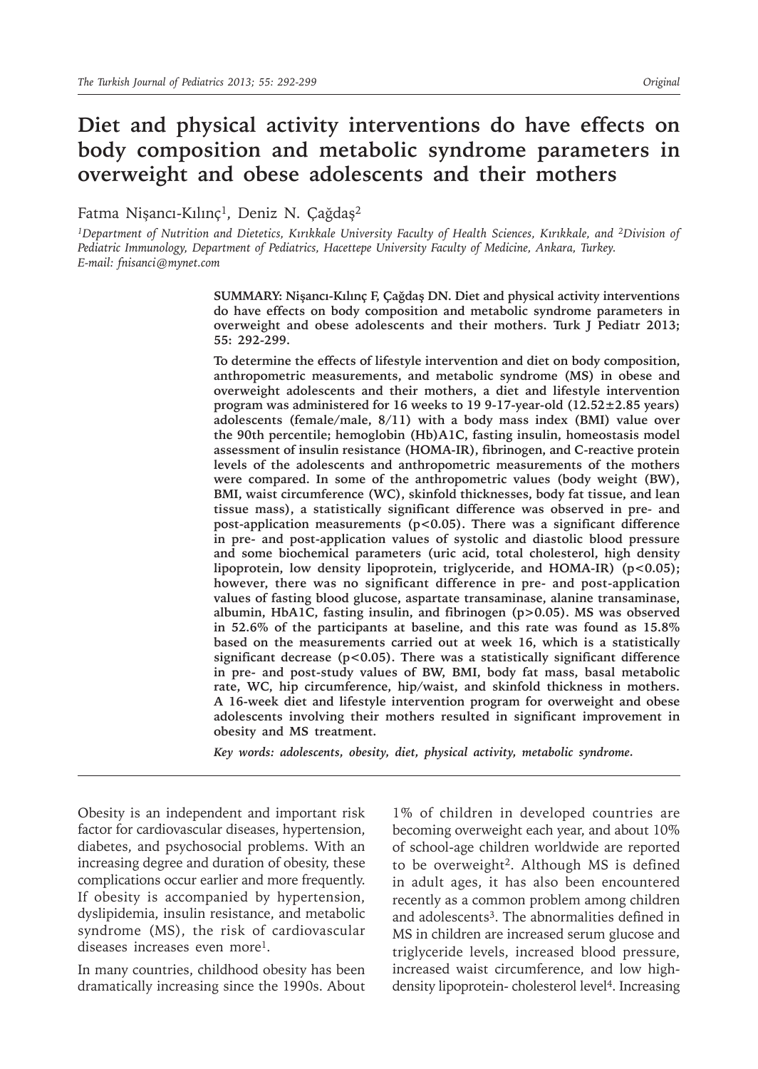# Diet and physical activity interventions do have effects on body composition and metabolic syndrome parameters in overweight and obese adolescents and their mothers

Fatma Nişancı-Kılınç[1], Deniz N. Çağdaş[2]

[1]*Department of Nutrition and Dietetics, Kırıkkale University Faculty of Health Sciences, Kırıkkale, and* [2]*Division of Pediatric Immunology, Department of Pediatrics, Hacettepe University Faculty of Medicine, Ankara, Turkey.*
*E-mail: fnisanci@mynet.com*

**SUMMARY: Nişancı-Kılınç F, Çağdaş DN. Diet and physical activity interventions do have effects on body composition and metabolic syndrome parameters in overweight and obese adolescents and their mothers. Turk J Pediatr 2013; 55: 292-299.**

**To determine the effects of lifestyle intervention and diet on body composition, anthropometric measurements, and metabolic syndrome (MS) in obese and overweight adolescents and their mothers, a diet and lifestyle intervention program was administered for 16 weeks to 19 9-17-year-old (12.52±2.85 years) adolescents (female/male, 8/11) with a body mass index (BMI) value over the 90th percentile; hemoglobin (Hb)A1C, fasting insulin, homeostasis model assessment of insulin resistance (HOMA-IR), fibrinogen, and C-reactive protein levels of the adolescents and anthropometric measurements of the mothers were compared. In some of the anthropometric values (body weight (BW), BMI, waist circumference (WC), skinfold thicknesses, body fat tissue, and lean tissue mass), a statistically significant difference was observed in pre- and post-application measurements ($p<0.05$). There was a significant difference in pre- and post-application values of systolic and diastolic blood pressure and some biochemical parameters (uric acid, total cholesterol, high density lipoprotein, low density lipoprotein, triglyceride, and HOMA-IR) ($p<0.05$); however, there was no significant difference in pre- and post-application values of fasting blood glucose, aspartate transaminase, alanine transaminase, albumin, HbA1C, fasting insulin, and fibrinogen ($p>0.05$). MS was observed in 52.6% of the participants at baseline, and this rate was found as 15.8% based on the measurements carried out at week 16, which is a statistically significant decrease ($p<0.05$). There was a statistically significant difference in pre- and post-study values of BW, BMI, body fat mass, basal metabolic rate, WC, hip circumference, hip/waist, and skinfold thickness in mothers. A 16-week diet and lifestyle intervention program for overweight and obese adolescents involving their mothers resulted in significant improvement in obesity and MS treatment.**

***Key words: adolescents, obesity, diet, physical activity, metabolic syndrome.***

---

Obesity is an independent and important risk factor for cardiovascular diseases, hypertension, diabetes, and psychosocial problems. With an increasing degree and duration of obesity, these complications occur earlier and more frequently. If obesity is accompanied by hypertension, dyslipidemia, insulin resistance, and metabolic syndrome (MS), the risk of cardiovascular diseases increases even more[1].

In many countries, childhood obesity has been dramatically increasing since the 1990s. About 1% of children in developed countries are becoming overweight each year, and about 10% of school-age children worldwide are reported to be overweight[2]. Although MS is defined in adult ages, it has also been encountered recently as a common problem among children and adolescents[3]. The abnormalities defined in MS in children are increased serum glucose and triglyceride levels, increased blood pressure, increased waist circumference, and low high-density lipoprotein- cholesterol level[4]. Increasing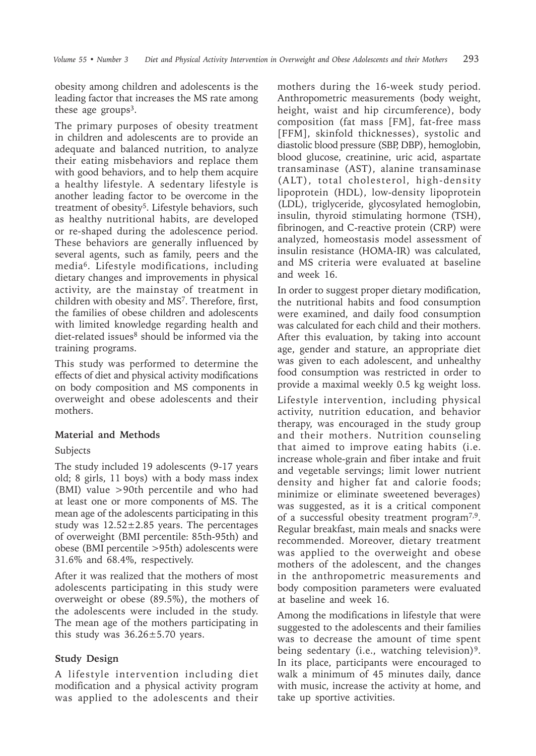obesity among children and adolescents is the leading factor that increases the MS rate among these age groups[3].

The primary purposes of obesity treatment in children and adolescents are to provide an adequate and balanced nutrition, to analyze their eating misbehaviors and replace them with good behaviors, and to help them acquire a healthy lifestyle. A sedentary lifestyle is another leading factor to be overcome in the treatment of obesity[5]. Lifestyle behaviors, such as healthy nutritional habits, are developed or re-shaped during the adolescence period. These behaviors are generally influenced by several agents, such as family, peers and the media[6]. Lifestyle modifications, including dietary changes and improvements in physical activity, are the mainstay of treatment in children with obesity and MS[7]. Therefore, first, the families of obese children and adolescents with limited knowledge regarding health and diet-related issues[8] should be informed via the training programs.

This study was performed to determine the effects of diet and physical activity modifications on body composition and MS components in overweight and obese adolescents and their mothers.

## Material and Methods

### Subjects

The study included 19 adolescents (9-17 years old; 8 girls, 11 boys) with a body mass index (BMI) value >90th percentile and who had at least one or more components of MS. The mean age of the adolescents participating in this study was 12.52±2.85 years. The percentages of overweight (BMI percentile: 85th-95th) and obese (BMI percentile >95th) adolescents were 31.6% and 68.4%, respectively.

After it was realized that the mothers of most adolescents participating in this study were overweight or obese (89.5%), the mothers of the adolescents were included in the study. The mean age of the mothers participating in this study was 36.26±5.70 years.

### Study Design

A lifestyle intervention including diet modification and a physical activity program was applied to the adolescents and their mothers during the 16-week study period. Anthropometric measurements (body weight, height, waist and hip circumference), body composition (fat mass [FM], fat-free mass [FFM], skinfold thicknesses), systolic and diastolic blood pressure (SBP, DBP), hemoglobin, blood glucose, creatinine, uric acid, aspartate transaminase (AST), alanine transaminase (ALT), total cholesterol, high-density lipoprotein (HDL), low-density lipoprotein (LDL), triglyceride, glycosylated hemoglobin, insulin, thyroid stimulating hormone (TSH), fibrinogen, and C-reactive protein (CRP) were analyzed, homeostasis model assessment of insulin resistance (HOMA-IR) was calculated, and MS criteria were evaluated at baseline and week 16.

In order to suggest proper dietary modification, the nutritional habits and food consumption were examined, and daily food consumption was calculated for each child and their mothers. After this evaluation, by taking into account age, gender and stature, an appropriate diet was given to each adolescent, and unhealthy food consumption was restricted in order to provide a maximal weekly 0.5 kg weight loss.

Lifestyle intervention, including physical activity, nutrition education, and behavior therapy, was encouraged in the study group and their mothers. Nutrition counseling that aimed to improve eating habits (i.e. increase whole-grain and fiber intake and fruit and vegetable servings; limit lower nutrient density and higher fat and calorie foods; minimize or eliminate sweetened beverages) was suggested, as it is a critical component of a successful obesity treatment program[7,9]. Regular breakfast, main meals and snacks were recommended. Moreover, dietary treatment was applied to the overweight and obese mothers of the adolescent, and the changes in the anthropometric measurements and body composition parameters were evaluated at baseline and week 16.

Among the modifications in lifestyle that were suggested to the adolescents and their families was to decrease the amount of time spent being sedentary (i.e., watching television)[9]. In its place, participants were encouraged to walk a minimum of 45 minutes daily, dance with music, increase the activity at home, and take up sportive activities.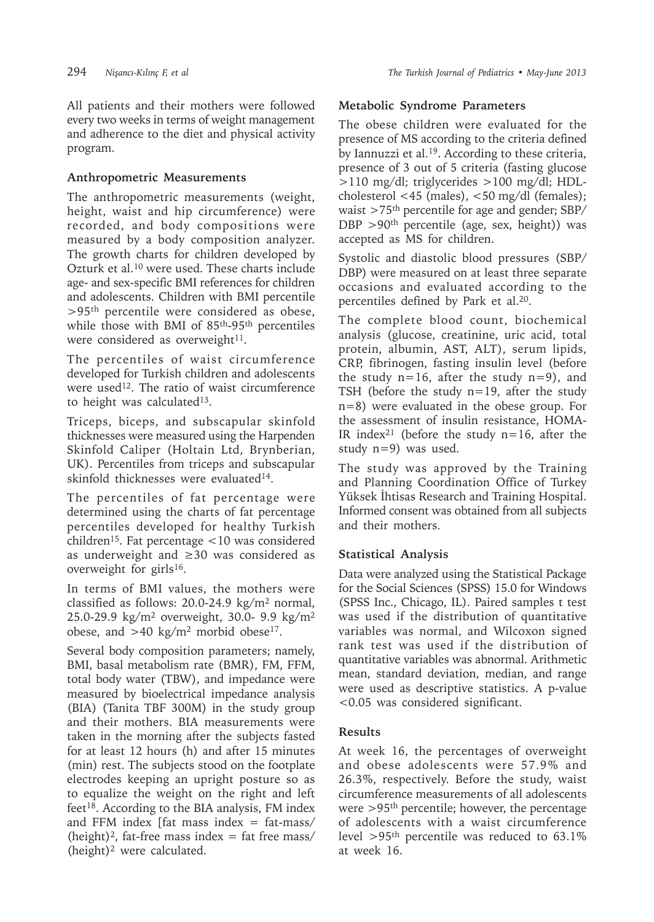All patients and their mothers were followed every two weeks in terms of weight management and adherence to the diet and physical activity program.

### Anthropometric Measurements

The anthropometric measurements (weight, height, waist and hip circumference) were recorded, and body compositions were measured by a body composition analyzer. The growth charts for children developed by Ozturk et al.[10] were used. These charts include age- and sex-specific BMI references for children and adolescents. Children with BMI percentile $>95^{th}$ percentile were considered as obese, while those with BMI of $85^{th}$-$95^{th}$ percentiles were considered as overweight[11].

The percentiles of waist circumference developed for Turkish children and adolescents were used[12]. The ratio of waist circumference to height was calculated[13].

Triceps, biceps, and subscapular skinfold thicknesses were measured using the Harpenden Skinfold Caliper (Holtain Ltd, Brynberian, UK). Percentiles from triceps and subscapular skinfold thicknesses were evaluated[14].

The percentiles of fat percentage were determined using the charts of fat percentage percentiles developed for healthy Turkish children[15]. Fat percentage <10 was considered as underweight and ≥30 was considered as overweight for girls[16].

In terms of BMI values, the mothers were classified as follows: 20.0-24.9 kg/m$^2$ normal, 25.0-29.9 kg/m$^2$ overweight, 30.0- 9.9 kg/m$^2$ obese, and >40 kg/m$^2$ morbid obese[17].

Several body composition parameters; namely, BMI, basal metabolism rate (BMR), FM, FFM, total body water (TBW), and impedance were measured by bioelectrical impedance analysis (BIA) (Tanita TBF 300M) in the study group and their mothers. BIA measurements were taken in the morning after the subjects fasted for at least 12 hours (h) and after 15 minutes (min) rest. The subjects stood on the footplate electrodes keeping an upright posture so as to equalize the weight on the right and left feet[18]. According to the BIA analysis, FM index and FFM index [fat mass index = fat-mass/(height)$^2$, fat-free mass index = fat free mass/(height)$^2$ were calculated.

### Metabolic Syndrome Parameters

The obese children were evaluated for the presence of MS according to the criteria defined by Iannuzzi et al.[19]. According to these criteria, presence of 3 out of 5 criteria (fasting glucose >110 mg/dl; triglycerides >100 mg/dl; HDL-cholesterol <45 (males), <50 mg/dl (females); waist $>75^{th}$ percentile for age and gender; SBP/DBP $>90^{th}$ percentile (age, sex, height)) was accepted as MS for children.

Systolic and diastolic blood pressures (SBP/DBP) were measured on at least three separate occasions and evaluated according to the percentiles defined by Park et al.[20].

The complete blood count, biochemical analysis (glucose, creatinine, uric acid, total protein, albumin, AST, ALT), serum lipids, CRP, fibrinogen, fasting insulin level (before the study n=16, after the study n=9), and TSH (before the study n=19, after the study n=8) were evaluated in the obese group. For the assessment of insulin resistance, HOMA-IR index[21] (before the study n=16, after the study n=9) was used.

The study was approved by the Training and Planning Coordination Office of Turkey Yüksek İhtisas Research and Training Hospital. Informed consent was obtained from all subjects and their mothers.

### Statistical Analysis

Data were analyzed using the Statistical Package for the Social Sciences (SPSS) 15.0 for Windows (SPSS Inc., Chicago, IL). Paired samples t test was used if the distribution of quantitative variables was normal, and Wilcoxon signed rank test was used if the distribution of quantitative variables was abnormal. Arithmetic mean, standard deviation, median, and range were used as descriptive statistics. A p-value <0.05 was considered significant.

## Results

At week 16, the percentages of overweight and obese adolescents were 57.9% and 26.3%, respectively. Before the study, waist circumference measurements of all adolescents were $>95^{th}$ percentile; however, the percentage of adolescents with a waist circumference level $>95^{th}$ percentile was reduced to 63.1% at week 16.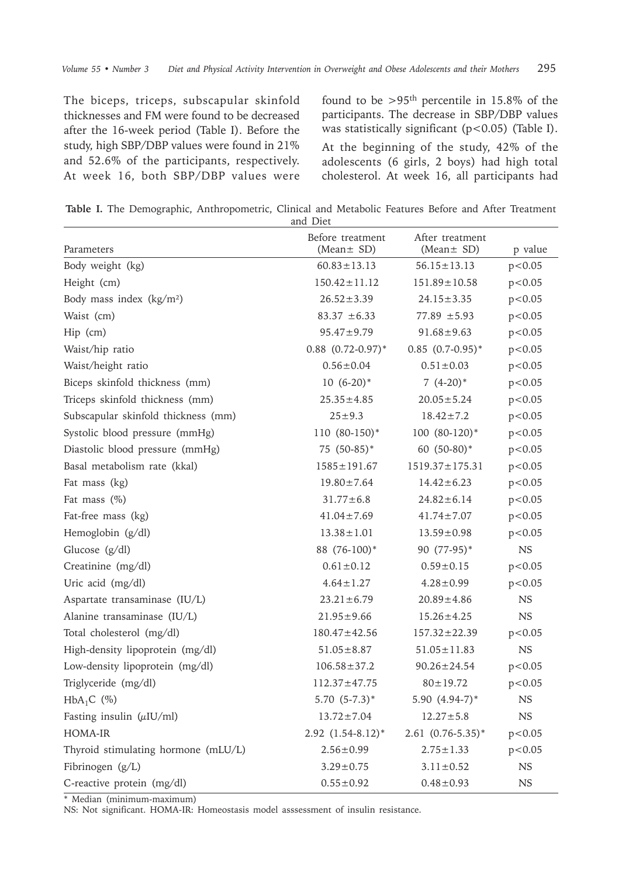The biceps, triceps, subscapular skinfold thicknesses and FM were found to be decreased after the 16-week period (Table I). Before the study, high SBP/DBP values were found in 21% and 52.6% of the participants, respectively. At week 16, both SBP/DBP values were found to be >95[th] percentile in 15.8% of the participants. The decrease in SBP/DBP values was statistically significant ($p<0.05$) (Table I).

At the beginning of the study, 42% of the adolescents (6 girls, 2 boys) had high total cholesterol. At week 16, all participants had

**Table I.** The Demographic, Anthropometric, Clinical and Metabolic Features Before and After Treatment and Diet

| Parameters | Before treatment (Mean± SD) | After treatment (Mean± SD) | p value |
|---|---|---|---|
| Body weight (kg) | 60.83±13.13 | 56.15±13.13 | p<0.05 |
| Height (cm) | 150.42±11.12 | 151.89±10.58 | p<0.05 |
| Body mass index (kg/m²) | 26.52±3.39 | 24.15±3.35 | p<0.05 |
| Waist (cm) | 83.37 ±6.33 | 77.89 ±5.93 | p<0.05 |
| Hip (cm) | 95.47±9.79 | 91.68±9.63 | p<0.05 |
| Waist/hip ratio | 0.88 (0.72-0.97)* | 0.85 (0.7-0.95)* | p<0.05 |
| Waist/height ratio | 0.56±0.04 | 0.51±0.03 | p<0.05 |
| Biceps skinfold thickness (mm) | 10 (6-20)* | 7 (4-20)* | p<0.05 |
| Triceps skinfold thickness (mm) | 25.35±4.85 | 20.05±5.24 | p<0.05 |
| Subscapular skinfold thickness (mm) | 25±9.3 | 18.42±7.2 | p<0.05 |
| Systolic blood pressure (mmHg) | 110 (80-150)* | 100 (80-120)* | p<0.05 |
| Diastolic blood pressure (mmHg) | 75 (50-85)* | 60 (50-80)* | p<0.05 |
| Basal metabolism rate (kkal) | 1585±191.67 | 1519.37±175.31 | p<0.05 |
| Fat mass (kg) | 19.80±7.64 | 14.42±6.23 | p<0.05 |
| Fat mass (%) | 31.77±6.8 | 24.82±6.14 | p<0.05 |
| Fat-free mass (kg) | 41.04±7.69 | 41.74±7.07 | p<0.05 |
| Hemoglobin (g/dl) | 13.38±1.01 | 13.59±0.98 | p<0.05 |
| Glucose (g/dl) | 88 (76-100)* | 90 (77-95)* | NS |
| Creatinine (mg/dl) | 0.61±0.12 | 0.59±0.15 | p<0.05 |
| Uric acid (mg/dl) | 4.64±1.27 | 4.28±0.99 | p<0.05 |
| Aspartate transaminase (IU/L) | 23.21±6.79 | 20.89±4.86 | NS |
| Alanine transaminase (IU/L) | 21.95±9.66 | 15.26±4.25 | NS |
| Total cholesterol (mg/dl) | 180.47±42.56 | 157.32±22.39 | p<0.05 |
| High-density lipoprotein (mg/dl) | 51.05±8.87 | 51.05±11.83 | NS |
| Low-density lipoprotein (mg/dl) | 106.58±37.2 | 90.26±24.54 | p<0.05 |
| Triglyceride (mg/dl) | 112.37±47.75 | 80±19.72 | p<0.05 |
| $HbA_1C$ (%) | 5.70 (5-7.3)* | 5.90 (4.94-7)* | NS |
| Fasting insulin (μIU/ml) | 13.72±7.04 | 12.27±5.8 | NS |
| HOMA-IR | 2.92 (1.54-8.12)* | 2.61 (0.76-5.35)* | p<0.05 |
| Thyroid stimulating hormone (mLU/L) | 2.56±0.99 | 2.75±1.33 | p<0.05 |
| Fibrinogen (g/L) | 3.29±0.75 | 3.11±0.52 | NS |
| C-reactive protein (mg/dl) | 0.55±0.92 | 0.48±0.93 | NS |

\* Median (minimum-maximum)

NS: Not significant. HOMA-IR: Homeostasis model asssessment of insulin resistance.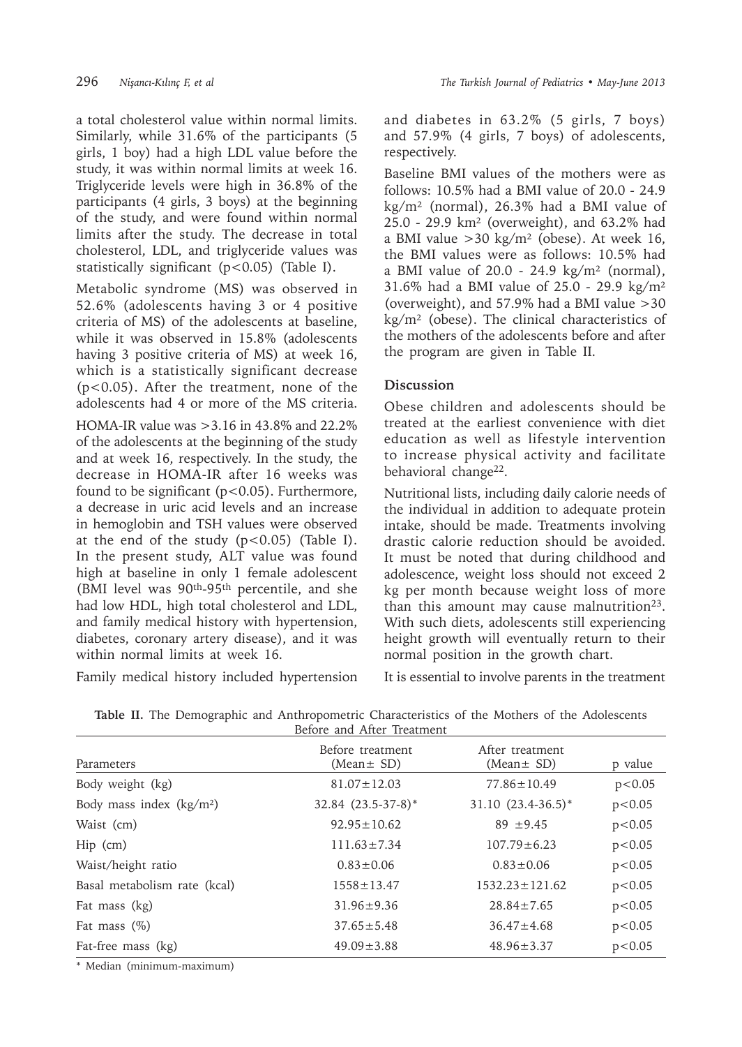a total cholesterol value within normal limits. Similarly, while 31.6% of the participants (5 girls, 1 boy) had a high LDL value before the study, it was within normal limits at week 16. Triglyceride levels were high in 36.8% of the participants (4 girls, 3 boys) at the beginning of the study, and were found within normal limits after the study. The decrease in total cholesterol, LDL, and triglyceride values was statistically significant ($p<0.05$) (Table I).

Metabolic syndrome (MS) was observed in 52.6% (adolescents having 3 or 4 positive criteria of MS) of the adolescents at baseline, while it was observed in 15.8% (adolescents having 3 positive criteria of MS) at week 16, which is a statistically significant decrease ($p<0.05$). After the treatment, none of the adolescents had 4 or more of the MS criteria.

HOMA-IR value was >3.16 in 43.8% and 22.2% of the adolescents at the beginning of the study and at week 16, respectively. In the study, the decrease in HOMA-IR after 16 weeks was found to be significant ($p<0.05$). Furthermore, a decrease in uric acid levels and an increase in hemoglobin and TSH values were observed at the end of the study ($p<0.05$) (Table I). In the present study, ALT value was found high at baseline in only 1 female adolescent (BMI level was $90^{th}$-$95^{th}$ percentile, and she had low HDL, high total cholesterol and LDL, and family medical history with hypertension, diabetes, coronary artery disease), and it was within normal limits at week 16.

Family medical history included hypertension and diabetes in 63.2% (5 girls, 7 boys) and 57.9% (4 girls, 7 boys) of adolescents, respectively.

Baseline BMI values of the mothers were as follows: 10.5% had a BMI value of 20.0 - 24.9 $kg/m^2$ (normal), 26.3% had a BMI value of 25.0 - 29.9 $km^2$ (overweight), and 63.2% had a BMI value >30 $kg/m^2$ (obese). At week 16, the BMI values were as follows: 10.5% had a BMI value of 20.0 - 24.9 $kg/m^2$ (normal), 31.6% had a BMI value of 25.0 - 29.9 $kg/m^2$ (overweight), and 57.9% had a BMI value >30 $kg/m^2$ (obese). The clinical characteristics of the mothers of the adolescents before and after the program are given in Table II.

## Discussion

Obese children and adolescents should be treated at the earliest convenience with diet education as well as lifestyle intervention to increase physical activity and facilitate behavioral change[22].

Nutritional lists, including daily calorie needs of the individual in addition to adequate protein intake, should be made. Treatments involving drastic calorie reduction should be avoided. It must be noted that during childhood and adolescence, weight loss should not exceed 2 kg per month because weight loss of more than this amount may cause malnutrition[23]. With such diets, adolescents still experiencing height growth will eventually return to their normal position in the growth chart.

It is essential to involve parents in the treatment

**Table II.** The Demographic and Anthropometric Characteristics of the Mothers of the Adolescents Before and After Treatment

| Parameters | Before treatment (Mean± SD) | After treatment (Mean± SD) | p value |
|---|---|---|---|
| Body weight (kg) | 81.07±12.03 | 77.86±10.49 | p<0.05 |
| Body mass index ($kg/m^2$) | 32.84 (23.5-37-8)* | 31.10 (23.4-36.5)* | p<0.05 |
| Waist (cm) | 92.95±10.62 | 89 ±9.45 | p<0.05 |
| Hip (cm) | 111.63±7.34 | 107.79±6.23 | p<0.05 |
| Waist/height ratio | 0.83±0.06 | 0.83±0.06 | p<0.05 |
| Basal metabolism rate (kcal) | 1558±13.47 | 1532.23±121.62 | p<0.05 |
| Fat mass (kg) | 31.96±9.36 | 28.84±7.65 | p<0.05 |
| Fat mass (%) | 37.65±5.48 | 36.47±4.68 | p<0.05 |
| Fat-free mass (kg) | 49.09±3.88 | 48.96±3.37 | p<0.05 |

* Median (minimum-maximum)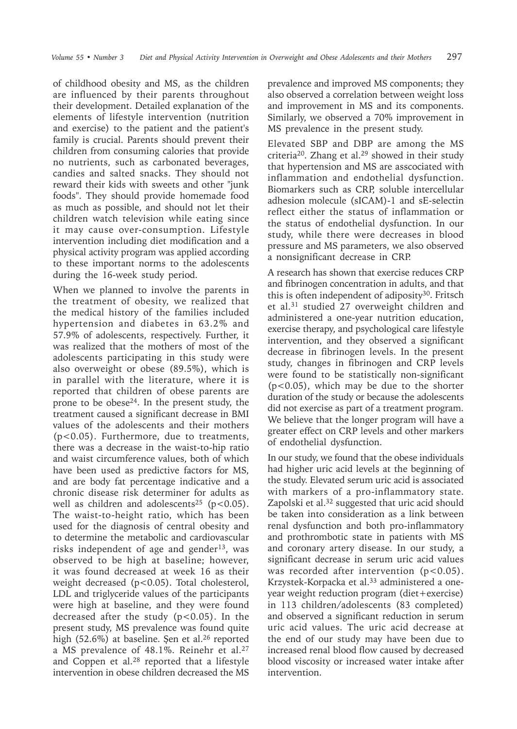of childhood obesity and MS, as the children are influenced by their parents throughout their development. Detailed explanation of the elements of lifestyle intervention (nutrition and exercise) to the patient and the patient's family is crucial. Parents should prevent their children from consuming calories that provide no nutrients, such as carbonated beverages, candies and salted snacks. They should not reward their kids with sweets and other "junk foods". They should provide homemade food as much as possible, and should not let their children watch television while eating since it may cause over-consumption. Lifestyle intervention including diet modification and a physical activity program was applied according to these important norms to the adolescents during the 16-week study period.

When we planned to involve the parents in the treatment of obesity, we realized that the medical history of the families included hypertension and diabetes in 63.2% and 57.9% of adolescents, respectively. Further, it was realized that the mothers of most of the adolescents participating in this study were also overweight or obese (89.5%), which is in parallel with the literature, where it is reported that children of obese parents are prone to be obese[24]. In the present study, the treatment caused a significant decrease in BMI values of the adolescents and their mothers ($p<0.05$). Furthermore, due to treatments, there was a decrease in the waist-to-hip ratio and waist circumference values, both of which have been used as predictive factors for MS, and are body fat percentage indicative and a chronic disease risk determiner for adults as well as children and adolescents[25] ($p<0.05$). The waist-to-height ratio, which has been used for the diagnosis of central obesity and to determine the metabolic and cardiovascular risks independent of age and gender[13], was observed to be high at baseline; however, it was found decreased at week 16 as their weight decreased ($p<0.05$). Total cholesterol, LDL and triglyceride values of the participants were high at baseline, and they were found decreased after the study ($p<0.05$). In the present study, MS prevalence was found quite high (52.6%) at baseline. Şen et al.[26] reported a MS prevalence of 48.1%. Reinehr et al.[27] and Coppen et al.[28] reported that a lifestyle intervention in obese children decreased the MS prevalence and improved MS components; they also observed a correlation between weight loss and improvement in MS and its components. Similarly, we observed a 70% improvement in MS prevalence in the present study.

Elevated SBP and DBP are among the MS criteria[20]. Zhang et al.[29] showed in their study that hypertension and MS are asscociated with inflammation and endothelial dysfunction. Biomarkers such as CRP, soluble intercellular adhesion molecule (sICAM)-1 and sE-selectin reflect either the status of inflammation or the status of endothelial dysfunction. In our study, while there were decreases in blood pressure and MS parameters, we also observed a nonsignificant decrease in CRP.

A research has shown that exercise reduces CRP and fibrinogen concentration in adults, and that this is often independent of adiposity[30]. Fritsch et al.[31] studied 27 overweight children and administered a one-year nutrition education, exercise therapy, and psychological care lifestyle intervention, and they observed a significant decrease in fibrinogen levels. In the present study, changes in fibrinogen and CRP levels were found to be statistically non-significant ($p<0.05$), which may be due to the shorter duration of the study or because the adolescents did not exercise as part of a treatment program. We believe that the longer program will have a greater effect on CRP levels and other markers of endothelial dysfunction.

In our study, we found that the obese individuals had higher uric acid levels at the beginning of the study. Elevated serum uric acid is associated with markers of a pro-inflammatory state. Zapolski et al.[32] suggested that uric acid should be taken into consideration as a link between renal dysfunction and both pro-inflammatory and prothrombotic state in patients with MS and coronary artery disease. In our study, a significant decrease in serum uric acid values was recorded after intervention ($p<0.05$). Krzystek-Korpacka et al.[33] administered a one-year weight reduction program (diet+exercise) in 113 children/adolescents (83 completed) and observed a significant reduction in serum uric acid values. The uric acid decrease at the end of our study may have been due to increased renal blood flow caused by decreased blood viscosity or increased water intake after intervention.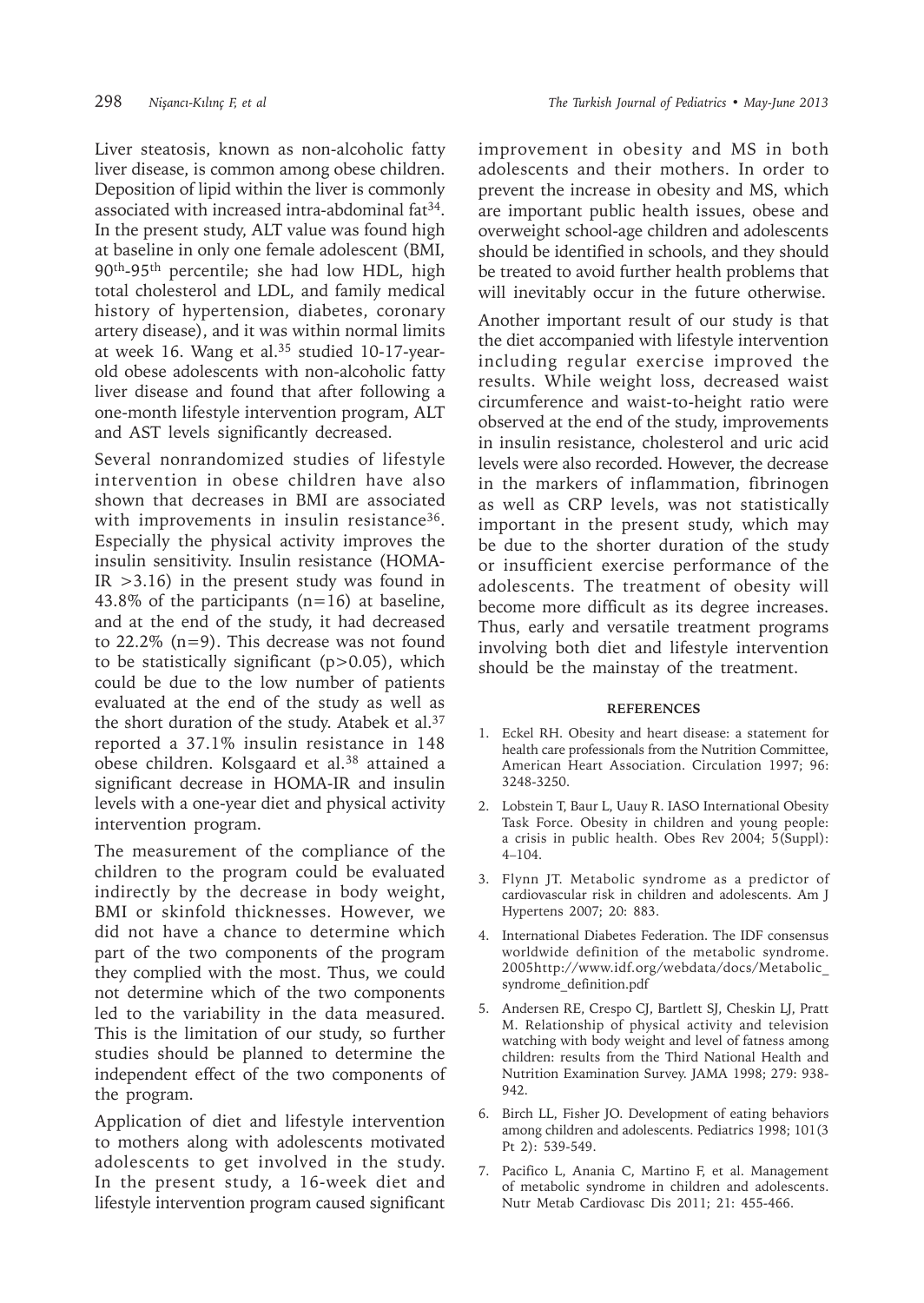Liver steatosis, known as non-alcoholic fatty liver disease, is common among obese children. Deposition of lipid within the liver is commonly associated with increased intra-abdominal fat[34]. In the present study, ALT value was found high at baseline in only one female adolescent (BMI, $90^{th}$-$95^{th}$ percentile; she had low HDL, high total cholesterol and LDL, and family medical history of hypertension, diabetes, coronary artery disease), and it was within normal limits at week 16. Wang et al.[35] studied 10-17-year-old obese adolescents with non-alcoholic fatty liver disease and found that after following a one-month lifestyle intervention program, ALT and AST levels significantly decreased.

Several nonrandomized studies of lifestyle intervention in obese children have also shown that decreases in BMI are associated with improvements in insulin resistance[36]. Especially the physical activity improves the insulin sensitivity. Insulin resistance (HOMA-IR $>3.16$) in the present study was found in 43.8% of the participants ($n=16$) at baseline, and at the end of the study, it had decreased to 22.2% ($n=9$). This decrease was not found to be statistically significant ($p>0.05$), which could be due to the low number of patients evaluated at the end of the study as well as the short duration of the study. Atabek et al.[37] reported a 37.1% insulin resistance in 148 obese children. Kolsgaard et al.[38] attained a significant decrease in HOMA-IR and insulin levels with a one-year diet and physical activity intervention program.

The measurement of the compliance of the children to the program could be evaluated indirectly by the decrease in body weight, BMI or skinfold thicknesses. However, we did not have a chance to determine which part of the two components of the program they complied with the most. Thus, we could not determine which of the two components led to the variability in the data measured. This is the limitation of our study, so further studies should be planned to determine the independent effect of the two components of the program.

Application of diet and lifestyle intervention to mothers along with adolescents motivated adolescents to get involved in the study. In the present study, a 16-week diet and lifestyle intervention program caused significant improvement in obesity and MS in both adolescents and their mothers. In order to prevent the increase in obesity and MS, which are important public health issues, obese and overweight school-age children and adolescents should be identified in schools, and they should be treated to avoid further health problems that will inevitably occur in the future otherwise.

Another important result of our study is that the diet accompanied with lifestyle intervention including regular exercise improved the results. While weight loss, decreased waist circumference and waist-to-height ratio were observed at the end of the study, improvements in insulin resistance, cholesterol and uric acid levels were also recorded. However, the decrease in the markers of inflammation, fibrinogen as well as CRP levels, was not statistically important in the present study, which may be due to the shorter duration of the study or insufficient exercise performance of the adolescents. The treatment of obesity will become more difficult as its degree increases. Thus, early and versatile treatment programs involving both diet and lifestyle intervention should be the mainstay of the treatment.

## REFERENCES

1. Eckel RH. Obesity and heart disease: a statement for health care professionals from the Nutrition Committee, American Heart Association. Circulation 1997; 96: 3248-3250.
2. Lobstein T, Baur L, Uauy R. IASO International Obesity Task Force. Obesity in children and young people: a crisis in public health. Obes Rev 2004; 5(Suppl): 4–104.
3. Flynn JT. Metabolic syndrome as a predictor of cardiovascular risk in children and adolescents. Am J Hypertens 2007; 20: 883.
4. International Diabetes Federation. The IDF consensus worldwide definition of the metabolic syndrome. 2005http://www.idf.org/webdata/docs/Metabolic_syndrome_definition.pdf
5. Andersen RE, Crespo CJ, Bartlett SJ, Cheskin LJ, Pratt M. Relationship of physical activity and television watching with body weight and level of fatness among children: results from the Third National Health and Nutrition Examination Survey. JAMA 1998; 279: 938-942.
6. Birch LL, Fisher JO. Development of eating behaviors among children and adolescents. Pediatrics 1998; 101(3 Pt 2): 539-549.
7. Pacifico L, Anania C, Martino F, et al. Management of metabolic syndrome in children and adolescents. Nutr Metab Cardiovasc Dis 2011; 21: 455-466.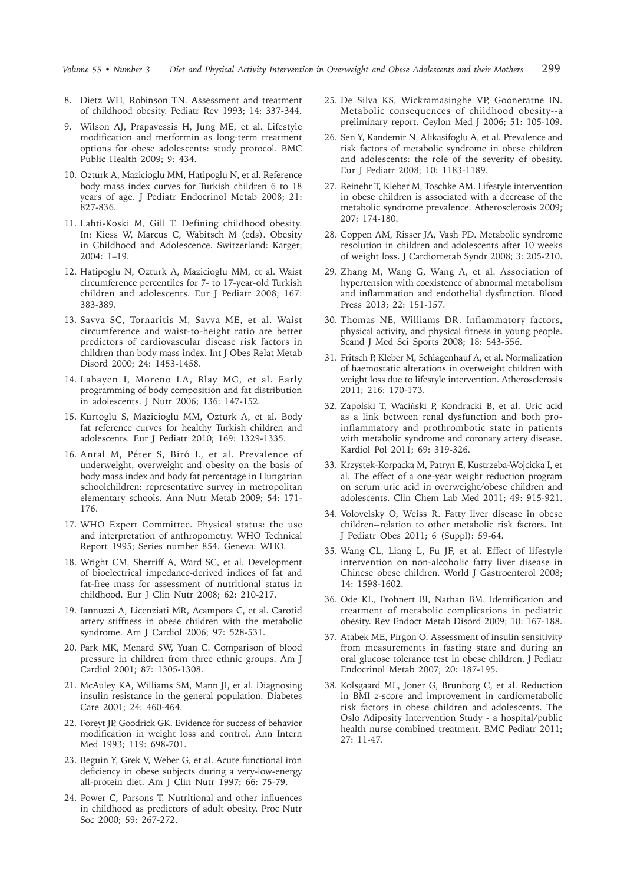8. Dietz WH, Robinson TN. Assessment and treatment of childhood obesity. Pediatr Rev 1993; 14: 337-344.
9. Wilson AJ, Prapavessis H, Jung ME, et al. Lifestyle modification and metformin as long-term treatment options for obese adolescents: study protocol. BMC Public Health 2009; 9: 434.
10. Ozturk A, Mazicioglu MM, Hatipoglu N, et al. Reference body mass index curves for Turkish children 6 to 18 years of age. J Pediatr Endocrinol Metab 2008; 21: 827-836.
11. Lahti-Koski M, Gill T. Defining childhood obesity. In: Kiess W, Marcus C, Wabitsch M (eds). Obesity in Childhood and Adolescence. Switzerland: Karger; 2004: 1–19.
12. Hatipoglu N, Ozturk A, Mazicioglu MM, et al. Waist circumference percentiles for 7- to 17-year-old Turkish children and adolescents. Eur J Pediatr 2008; 167: 383-389.
13. Savva SC, Tornaritis M, Savva ME, et al. Waist circumference and waist-to-height ratio are better predictors of cardiovascular disease risk factors in children than body mass index. Int J Obes Relat Metab Disord 2000; 24: 1453-1458.
14. Labayen I, Moreno LA, Blay MG, et al. Early programming of body composition and fat distribution in adolescents. J Nutr 2006; 136: 147-152.
15. Kurtoglu S, Mazicioglu MM, Ozturk A, et al. Body fat reference curves for healthy Turkish children and adolescents. Eur J Pediatr 2010; 169: 1329-1335.
16. Antal M, Péter S, Biró L, et al. Prevalence of underweight, overweight and obesity on the basis of body mass index and body fat percentage in Hungarian schoolchildren: representative survey in metropolitan elementary schools. Ann Nutr Metab 2009; 54: 171-176.
17. WHO Expert Committee. Physical status: the use and interpretation of anthropometry. WHO Technical Report 1995; Series number 854. Geneva: WHO.
18. Wright CM, Sherriff A, Ward SC, et al. Development of bioelectrical impedance-derived indices of fat and fat-free mass for assessment of nutritional status in childhood. Eur J Clin Nutr 2008; 62: 210-217.
19. Iannuzzi A, Licenziati MR, Acampora C, et al. Carotid artery stiffness in obese children with the metabolic syndrome. Am J Cardiol 2006; 97: 528-531.
20. Park MK, Menard SW, Yuan C. Comparison of blood pressure in children from three ethnic groups. Am J Cardiol 2001; 87: 1305-1308.
21. McAuley KA, Williams SM, Mann JI, et al. Diagnosing insulin resistance in the general population. Diabetes Care 2001; 24: 460-464.
22. Foreyt JP, Goodrick GK. Evidence for success of behavior modification in weight loss and control. Ann Intern Med 1993; 119: 698-701.
23. Beguin Y, Grek V, Weber G, et al. Acute functional iron deficiency in obese subjects during a very-low-energy all-protein diet. Am J Clin Nutr 1997; 66: 75-79.
24. Power C, Parsons T. Nutritional and other influences in childhood as predictors of adult obesity. Proc Nutr Soc 2000; 59: 267-272.
25. De Silva KS, Wickramasinghe VP, Gooneratne IN. Metabolic consequences of childhood obesity--a preliminary report. Ceylon Med J 2006; 51: 105-109.
26. Sen Y, Kandemir N, Alikasifoglu A, et al. Prevalence and risk factors of metabolic syndrome in obese children and adolescents: the role of the severity of obesity. Eur J Pediatr 2008; 10: 1183-1189.
27. Reinehr T, Kleber M, Toschke AM. Lifestyle intervention in obese children is associated with a decrease of the metabolic syndrome prevalence. Atherosclerosis 2009; 207: 174-180.
28. Coppen AM, Risser JA, Vash PD. Metabolic syndrome resolution in children and adolescents after 10 weeks of weight loss. J Cardiometab Syndr 2008; 3: 205-210.
29. Zhang M, Wang G, Wang A, et al. Association of hypertension with coexistence of abnormal metabolism and inflammation and endothelial dysfunction. Blood Press 2013; 22: 151-157.
30. Thomas NE, Williams DR. Inflammatory factors, physical activity, and physical fitness in young people. Scand J Med Sci Sports 2008; 18: 543-556.
31. Fritsch P, Kleber M, Schlagenhauf A, et al. Normalization of haemostatic alterations in overweight children with weight loss due to lifestyle intervention. Atherosclerosis 2011; 216: 170-173.
32. Zapolski T, Waciński P, Kondracki B, et al. Uric acid as a link between renal dysfunction and both pro-inflammatory and prothrombotic state in patients with metabolic syndrome and coronary artery disease. Kardiol Pol 2011; 69: 319-326.
33. Krzystek-Korpacka M, Patryn E, Kustrzeba-Wojcicka I, et al. The effect of a one-year weight reduction program on serum uric acid in overweight/obese children and adolescents. Clin Chem Lab Med 2011; 49: 915-921.
34. Volovelsky O, Weiss R. Fatty liver disease in obese children--relation to other metabolic risk factors. Int J Pediatr Obes 2011; 6 (Suppl): 59-64.
35. Wang CL, Liang L, Fu JF, et al. Effect of lifestyle intervention on non-alcoholic fatty liver disease in Chinese obese children. World J Gastroenterol 2008; 14: 1598-1602.
36. Ode KL, Frohnert BI, Nathan BM. Identification and treatment of metabolic complications in pediatric obesity. Rev Endocr Metab Disord 2009; 10: 167-188.
37. Atabek ME, Pirgon O. Assessment of insulin sensitivity from measurements in fasting state and during an oral glucose tolerance test in obese children. J Pediatr Endocrinol Metab 2007; 20: 187-195.
38. Kolsgaard ML, Joner G, Brunborg C, et al. Reduction in BMI z-score and improvement in cardiometabolic risk factors in obese children and adolescents. The Oslo Adiposity Intervention Study - a hospital/public health nurse combined treatment. BMC Pediatr 2011; 27: 11-47.